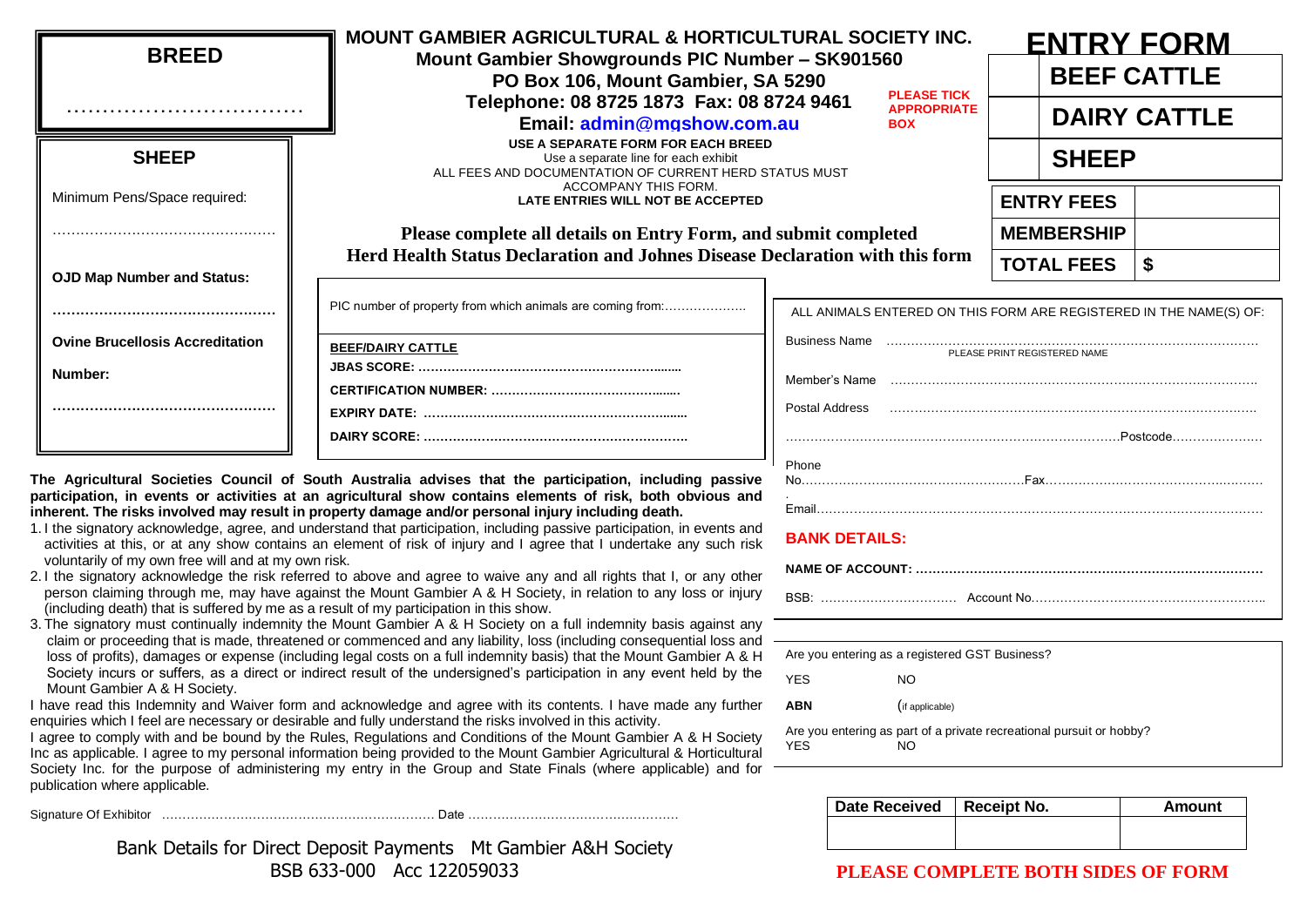**BREED**

……………………………

**SHEEP**

Minimum Pens/Space required:

…………………………………………

**OJD Map Number and Status:**

**…………………………………………**

**Ovine Brucellosis Accreditation Number:**

**…………………………………………**

# MOUNT GAMBIER AGRICULTURAL & HORTICULTURAL SOCIETY INC.

**Mount Gambier Showgrounds PIC Number – SK901560**

**PO Box 106, Mount Gambier, SA 5290**

**Telephone: 08 8725 1873 Fax: 08 8724 9461**

**Email: admin@mgshow.com.au**

**USE A SEPARATE FORM FOR EACH BREED**

Use a separate line for each exhibit

ALL FEES AND DOCUMENTATION OF CURRENT HERD STATUS MUST ACCOMPANY THIS FORM.

**LATE ENTRIES WILL NOT BE ACCEPTED**

**PLEASE TICK APPROPRIATE BOX**

# ENTRY FORM

| | |
|---|---|
| | **BEEF CATTLE** |
| | **DAIRY CATTLE** |
| | **SHEEP** |

| | |
|---|---|
| **ENTRY FEES** | |
| **MEMBERSHIP** | |
| **TOTAL FEES** | **$** |

**Please complete all details on Entry Form, and submit completed Herd Health Status Declaration and Johnes Disease Declaration with this form**

PIC number of property from which animals are coming from:………………..

**BEEF/DAIRY CATTLE**

**JBAS SCORE: ………………………………………………….......**

**CERTIFICATION NUMBER: ……………………………………......**

**EXPIRY DATE: ………………………………………………….......**

**DAIRY SCORE: …………………………………………………….**

ALL ANIMALS ENTERED ON THIS FORM ARE REGISTERED IN THE NAME(S) OF:

Business Name ……………………………………………………………………………
PLEASE PRINT REGISTERED NAME

Member's Name ……………………………………………………………………………

Postal Address ……………………………………………………………………………

……………………………………………………………………………Postcode……………………

Phone No………………………………………………Fax……………………………………………

Email………………………………………………………………………………………………………

**BANK DETAILS:**

**NAME OF ACCOUNT: ……………………………………………………………………………**

BSB: …………………………… Account No…………………………………………………..

**The Agricultural Societies Council of South Australia advises that the participation, including passive participation, in events or activities at an agricultural show contains elements of risk, both obvious and inherent. The risks involved may result in property damage and/or personal injury including death.**

1. I the signatory acknowledge, agree, and understand that participation, including passive participation, in events and activities at this, or at any show contains an element of risk of injury and I agree that I undertake any such risk voluntarily of my own free will and at my own risk.
2. I the signatory acknowledge the risk referred to above and agree to waive any and all rights that I, or any other person claiming through me, may have against the Mount Gambier A & H Society, in relation to any loss or injury (including death) that is suffered by me as a result of my participation in this show.
3. The signatory must continually indemnity the Mount Gambier A & H Society on a full indemnity basis against any claim or proceeding that is made, threatened or commenced and any liability, loss (including consequential loss and loss of profits), damages or expense (including legal costs on a full indemnity basis) that the Mount Gambier A & H Society incurs or suffers, as a direct or indirect result of the undersigned's participation in any event held by the Mount Gambier A & H Society.

I have read this Indemnity and Waiver form and acknowledge and agree with its contents. I have made any further enquiries which I feel are necessary or desirable and fully understand the risks involved in this activity.

I agree to comply with and be bound by the Rules, Regulations and Conditions of the Mount Gambier A & H Society Inc as applicable. I agree to my personal information being provided to the Mount Gambier Agricultural & Horticultural Society Inc. for the purpose of administering my entry in the Group and State Finals (where applicable) and for publication where applicable.

Signature Of Exhibitor ………………………………………………………… Date ……………………………………………

Are you entering as a registered GST Business?

YES NO

**ABN** (if applicable)

Are you entering as part of a private recreational pursuit or hobby?
YES NO

| Date Received | Receipt No. | Amount |
|---|---|---|
| | | |

Bank Details for Direct Deposit Payments Mt Gambier A&H Society
BSB 633-000 Acc 122059033

**PLEASE COMPLETE BOTH SIDES OF FORM**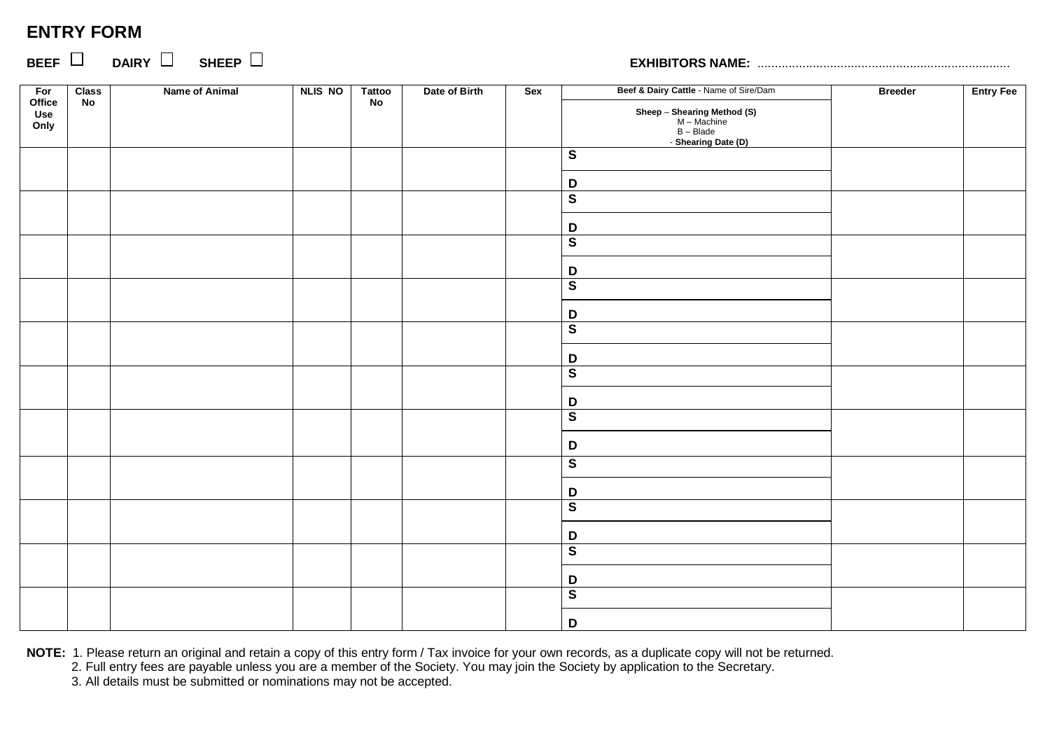# ENTRY FORM

**BEEF** ☐ **DAIRY** ☐ **SHEEP** ☐ **EXHIBITORS NAME:** ........................................................................

| For Office Use Only | Class No | Name of Animal | NLIS NO | Tattoo No | Date of Birth | Sex | Beef & Dairy Cattle - Name of Sire/Dam<br><br>Sheep – Shearing Method (S)<br>M – Machine<br>B – Blade<br>- Shearing Date (D) | Breeder | Entry Fee |
|---|---|---|---|---|---|---|---|---|---|
| | | | | | | | S<br>D | | |
| | | | | | | | S<br>D | | |
| | | | | | | | S<br>D | | |
| | | | | | | | S<br>D | | |
| | | | | | | | S<br>D | | |
| | | | | | | | S<br>D | | |
| | | | | | | | S<br>D | | |
| | | | | | | | S<br>D | | |
| | | | | | | | S<br>D | | |
| | | | | | | | S<br>D | | |
| | | | | | | | S<br>D | | |

**NOTE:** 1. Please return an original and retain a copy of this entry form / Tax invoice for your own records, as a duplicate copy will not be returned.
2. Full entry fees are payable unless you are a member of the Society. You may join the Society by application to the Secretary.
3. All details must be submitted or nominations may not be accepted.